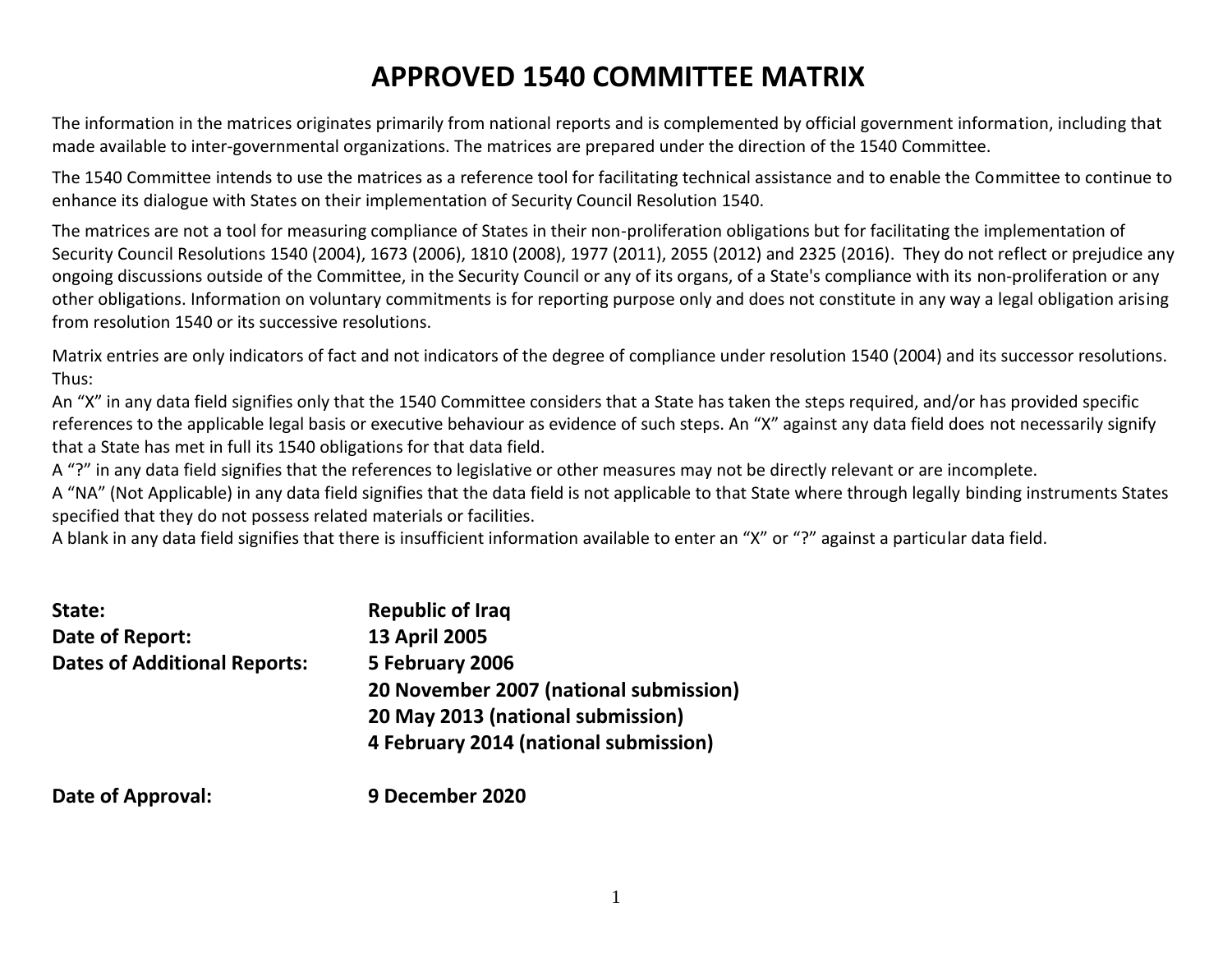# APPROVED 1540 COMMITTEE MATRIX

The information in the matrices originates primarily from national reports and is complemented by official government information, including that made available to inter-governmental organizations. The matrices are prepared under the direction of the 1540 Committee.

The 1540 Committee intends to use the matrices as a reference tool for facilitating technical assistance and to enable the Committee to continue to enhance its dialogue with States on their implementation of Security Council Resolution 1540.

The matrices are not a tool for measuring compliance of States in their non-proliferation obligations but for facilitating the implementation of Security Council Resolutions 1540 (2004), 1673 (2006), 1810 (2008), 1977 (2011), 2055 (2012) and 2325 (2016). They do not reflect or prejudice any ongoing discussions outside of the Committee, in the Security Council or any of its organs, of a State's compliance with its non-proliferation or any other obligations. Information on voluntary commitments is for reporting purpose only and does not constitute in any way a legal obligation arising from resolution 1540 or its successive resolutions.

Matrix entries are only indicators of fact and not indicators of the degree of compliance under resolution 1540 (2004) and its successor resolutions. Thus:

An "X" in any data field signifies only that the 1540 Committee considers that a State has taken the steps required, and/or has provided specific references to the applicable legal basis or executive behaviour as evidence of such steps. An "X" against any data field does not necessarily signify that a State has met in full its 1540 obligations for that data field.

A "?" in any data field signifies that the references to legislative or other measures may not be directly relevant or are incomplete.

A "NA" (Not Applicable) in any data field signifies that the data field is not applicable to that State where through legally binding instruments States specified that they do not possess related materials or facilities.

A blank in any data field signifies that there is insufficient information available to enter an "X" or "?" against a particular data field.

**State:** **Republic of Iraq**

**Date of Report:** **13 April 2005**

**Dates of Additional Reports:** **5 February 2006**
**20 November 2007 (national submission)**
**20 May 2013 (national submission)**
**4 February 2014 (national submission)**

**Date of Approval:** **9 December 2020**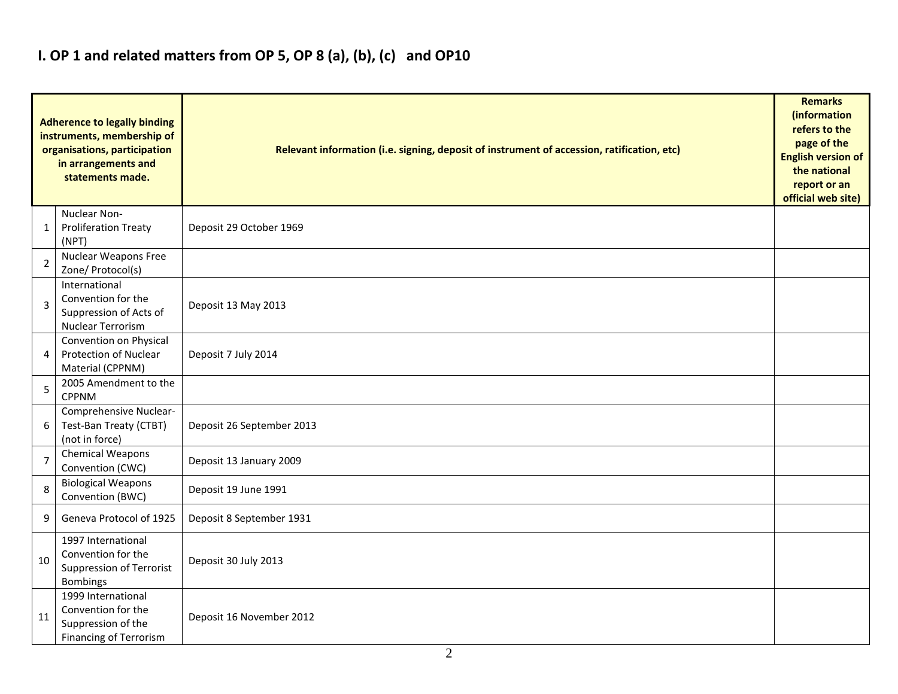## I. OP 1 and related matters from OP 5, OP 8 (a), (b), (c) and OP10

| Adherence to legally binding instruments, membership of organisations, participation in arrangements and statements made. | | Relevant information (i.e. signing, deposit of instrument of accession, ratification, etc) | Remarks (information refers to the page of the English version of the national report or an official web site) |
|---|---|---|---|
| 1 | Nuclear Non-Proliferation Treaty (NPT) | Deposit 29 October 1969 | |
| 2 | Nuclear Weapons Free Zone/ Protocol(s) | | |
| 3 | International Convention for the Suppression of Acts of Nuclear Terrorism | Deposit 13 May 2013 | |
| 4 | Convention on Physical Protection of Nuclear Material (CPPNM) | Deposit 7 July 2014 | |
| 5 | 2005 Amendment to the CPPNM | | |
| 6 | Comprehensive Nuclear-Test-Ban Treaty (CTBT) (not in force) | Deposit 26 September 2013 | |
| 7 | Chemical Weapons Convention (CWC) | Deposit 13 January 2009 | |
| 8 | Biological Weapons Convention (BWC) | Deposit 19 June 1991 | |
| 9 | Geneva Protocol of 1925 | Deposit 8 September 1931 | |
| 10 | 1997 International Convention for the Suppression of Terrorist Bombings | Deposit 30 July 2013 | |
| 11 | 1999 International Convention for the Suppression of the Financing of Terrorism | Deposit 16 November 2012 | |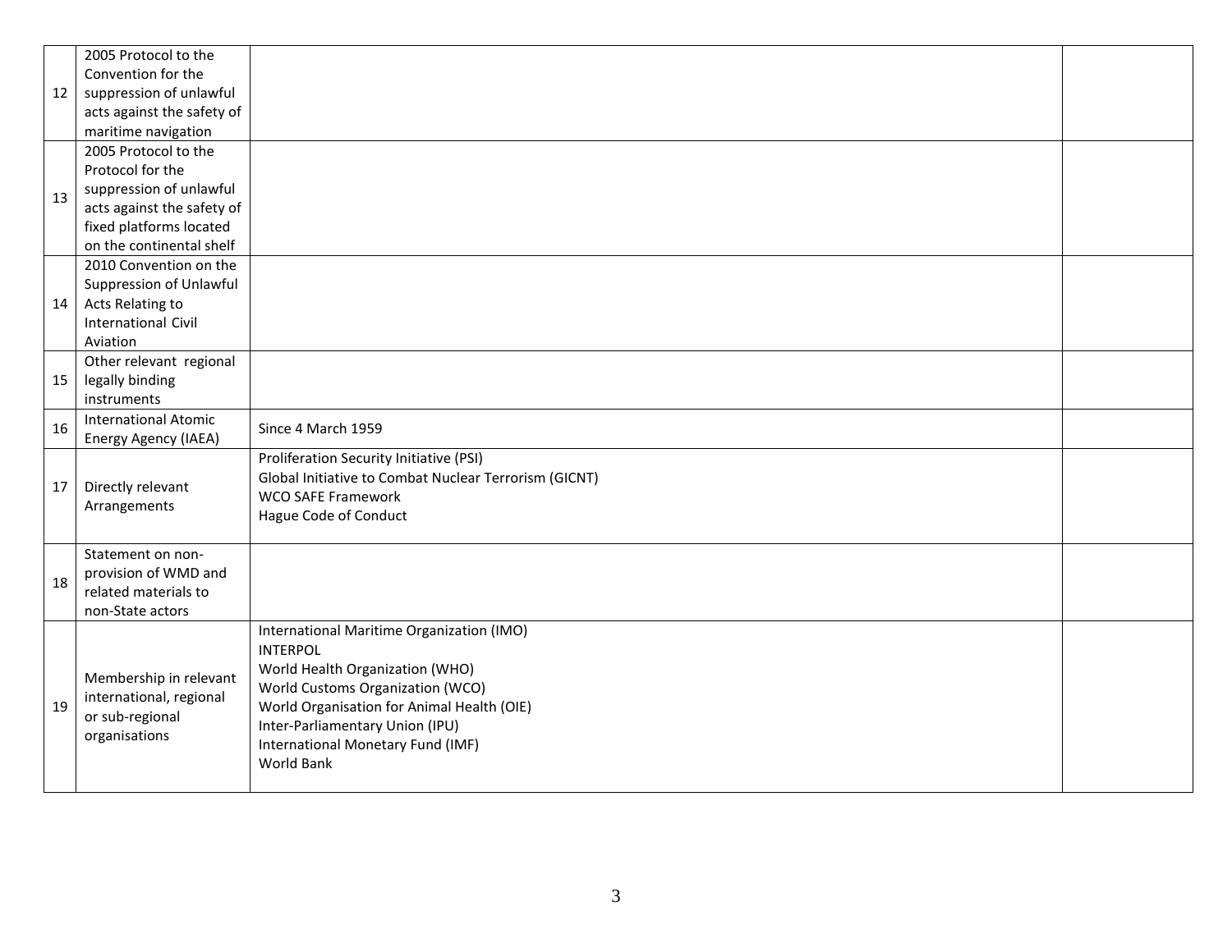| | | | |
|---|---|---|---|
| 12 | 2005 Protocol to the Convention for the suppression of unlawful acts against the safety of maritime navigation | | |
| 13 | 2005 Protocol to the Protocol for the suppression of unlawful acts against the safety of fixed platforms located on the continental shelf | | |
| 14 | 2010 Convention on the Suppression of Unlawful Acts Relating to International Civil Aviation | | |
| 15 | Other relevant regional legally binding instruments | | |
| 16 | International Atomic Energy Agency (IAEA) | Since 4 March 1959 | |
| 17 | Directly relevant Arrangements | Proliferation Security Initiative (PSI)<br>Global Initiative to Combat Nuclear Terrorism (GICNT)<br>WCO SAFE Framework<br>Hague Code of Conduct | |
| 18 | Statement on non-provision of WMD and related materials to non-State actors | | |
| 19 | Membership in relevant international, regional or sub-regional organisations | International Maritime Organization (IMO)<br>INTERPOL<br>World Health Organization (WHO)<br>World Customs Organization (WCO)<br>World Organisation for Animal Health (OIE)<br>Inter-Parliamentary Union (IPU)<br>International Monetary Fund (IMF)<br>World Bank | |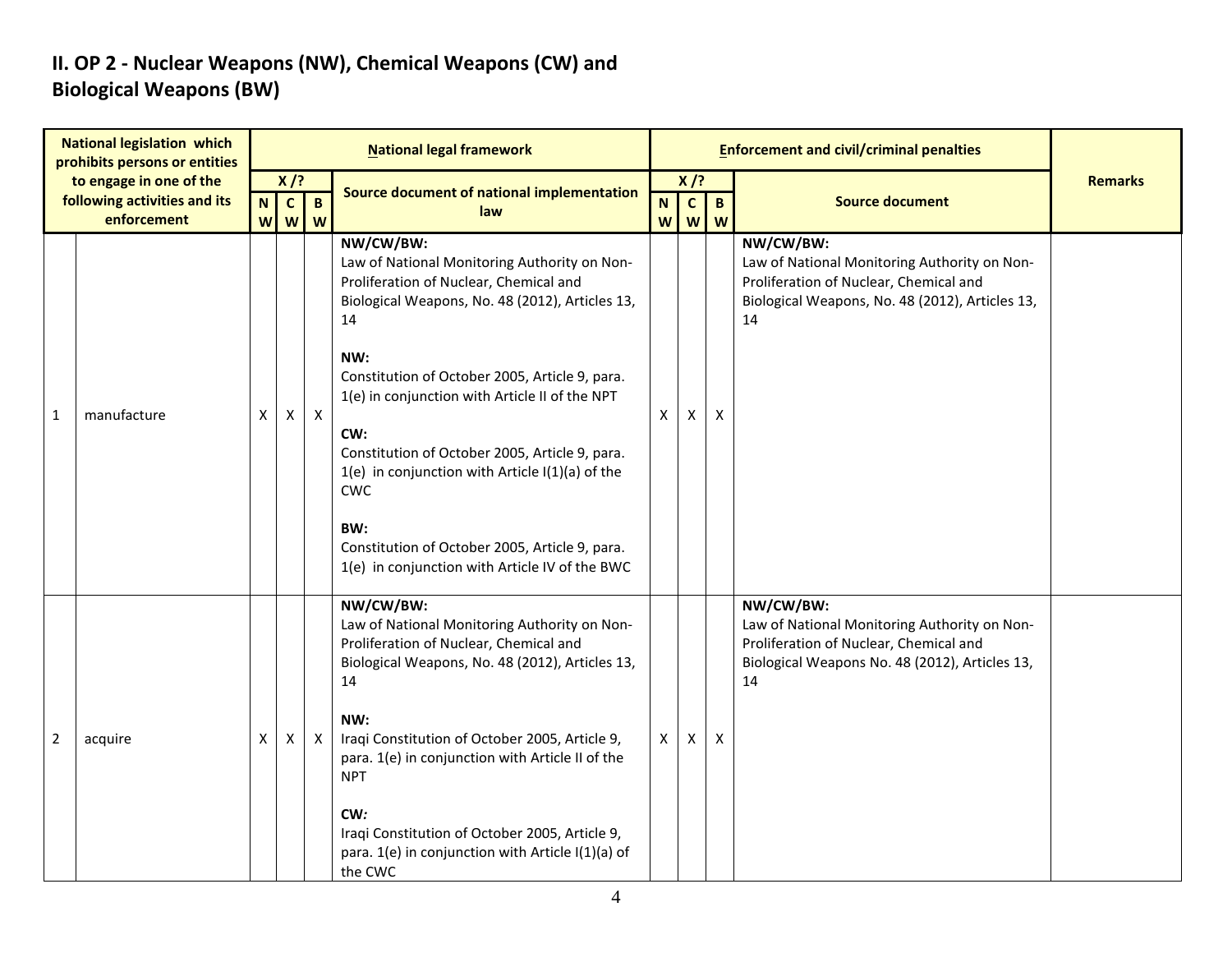## II. OP 2 - Nuclear Weapons (NW), Chemical Weapons (CW) and Biological Weapons (BW)

| | National legislation which prohibits persons or entities to engage in one of the following activities and its enforcement | National legal framework | | | | Enforcement and civil/criminal penalties | | | | Remarks |
|---|---|---|---|---|---|---|---|---|---|---|
| | | X /? | | | Source document of national implementation law | X /? | | | Source document | |
| | | NW | CW | BW | | NW | CW | BW | | |
| 1 | manufacture | X | X | X | **NW/CW/BW:**<br>Law of National Monitoring Authority on Non-Proliferation of Nuclear, Chemical and Biological Weapons, No. 48 (2012), Articles 13, 14<br><br>**NW:**<br>Constitution of October 2005, Article 9, para. 1(e) in conjunction with Article II of the NPT<br><br>**CW:**<br>Constitution of October 2005, Article 9, para. 1(e) in conjunction with Article I(1)(a) of the CWC<br><br>**BW:**<br>Constitution of October 2005, Article 9, para. 1(e) in conjunction with Article IV of the BWC | X | X | X | **NW/CW/BW:**<br>Law of National Monitoring Authority on Non-Proliferation of Nuclear, Chemical and Biological Weapons, No. 48 (2012), Articles 13, 14 | |
| 2 | acquire | X | X | X | **NW/CW/BW:**<br>Law of National Monitoring Authority on Non-Proliferation of Nuclear, Chemical and Biological Weapons, No. 48 (2012), Articles 13, 14<br><br>**NW:**<br>Iraqi Constitution of October 2005, Article 9, para. 1(e) in conjunction with Article II of the NPT<br><br>**CW:**<br>Iraqi Constitution of October 2005, Article 9, para. 1(e) in conjunction with Article I(1)(a) of the CWC | X | X | X | **NW/CW/BW:**<br>Law of National Monitoring Authority on Non-Proliferation of Nuclear, Chemical and Biological Weapons No. 48 (2012), Articles 13, 14 | |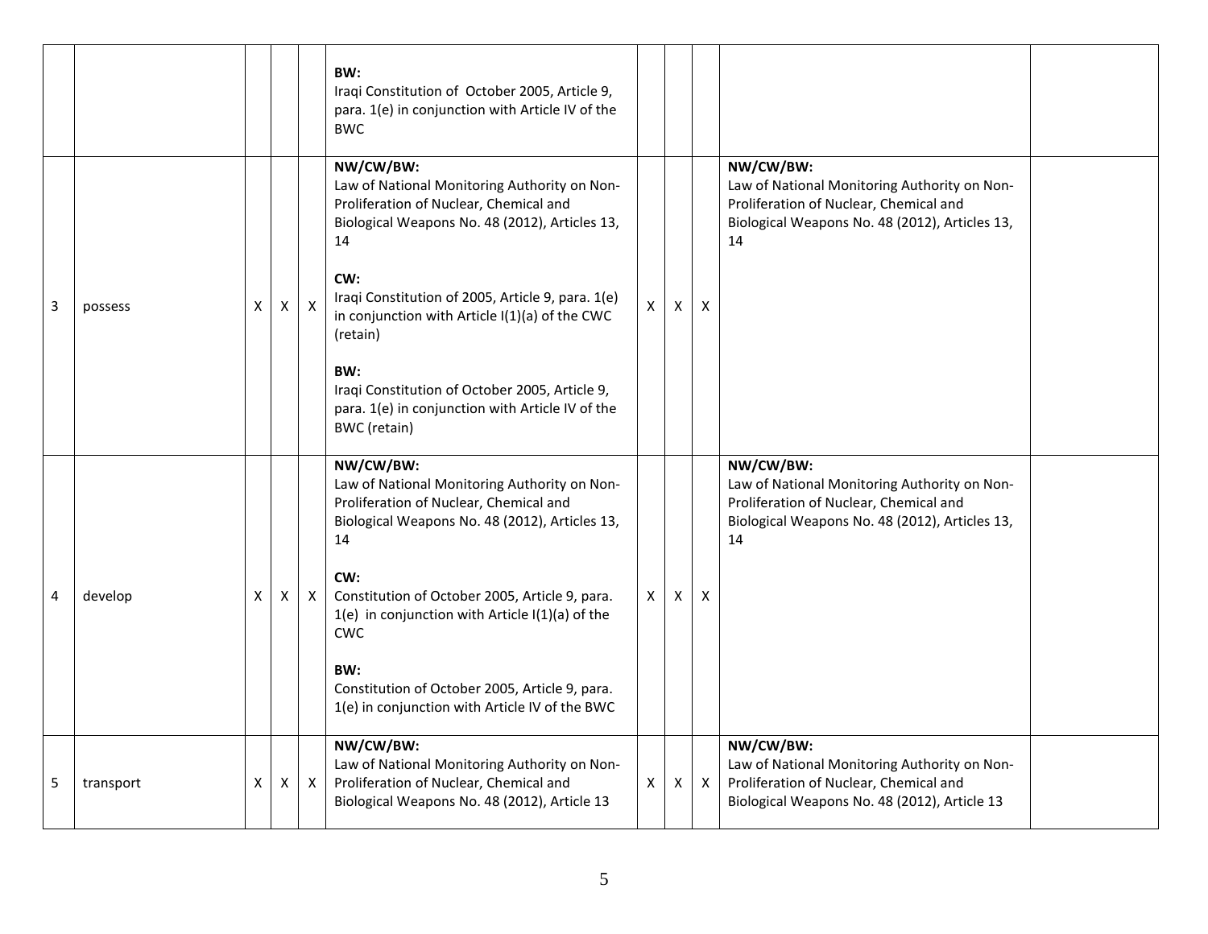| | | | | | | | | | | |
|---|---|---|---|---|---|---|---|---|---|---|
| | | | | | **BW:**<br>Iraqi Constitution of October 2005, Article 9, para. 1(e) in conjunction with Article IV of the BWC | | | | | |
| 3 | possess | X | X | X | **NW/CW/BW:**<br>Law of National Monitoring Authority on Non-Proliferation of Nuclear, Chemical and Biological Weapons No. 48 (2012), Articles 13, 14<br><br>**CW:**<br>Iraqi Constitution of 2005, Article 9, para. 1(e) in conjunction with Article I(1)(a) of the CWC (retain)<br><br>**BW:**<br>Iraqi Constitution of October 2005, Article 9, para. 1(e) in conjunction with Article IV of the BWC (retain) | X | X | X | **NW/CW/BW:**<br>Law of National Monitoring Authority on Non-Proliferation of Nuclear, Chemical and Biological Weapons No. 48 (2012), Articles 13, 14 | |
| 4 | develop | X | X | X | **NW/CW/BW:**<br>Law of National Monitoring Authority on Non-Proliferation of Nuclear, Chemical and Biological Weapons No. 48 (2012), Articles 13, 14<br><br>**CW:**<br>Constitution of October 2005, Article 9, para. 1(e) in conjunction with Article I(1)(a) of the CWC<br><br>**BW:**<br>Constitution of October 2005, Article 9, para. 1(e) in conjunction with Article IV of the BWC | X | X | X | **NW/CW/BW:**<br>Law of National Monitoring Authority on Non-Proliferation of Nuclear, Chemical and Biological Weapons No. 48 (2012), Articles 13, 14 | |
| 5 | transport | X | X | X | **NW/CW/BW:**<br>Law of National Monitoring Authority on Non-Proliferation of Nuclear, Chemical and Biological Weapons No. 48 (2012), Article 13 | X | X | X | **NW/CW/BW:**<br>Law of National Monitoring Authority on Non-Proliferation of Nuclear, Chemical and Biological Weapons No. 48 (2012), Article 13 | |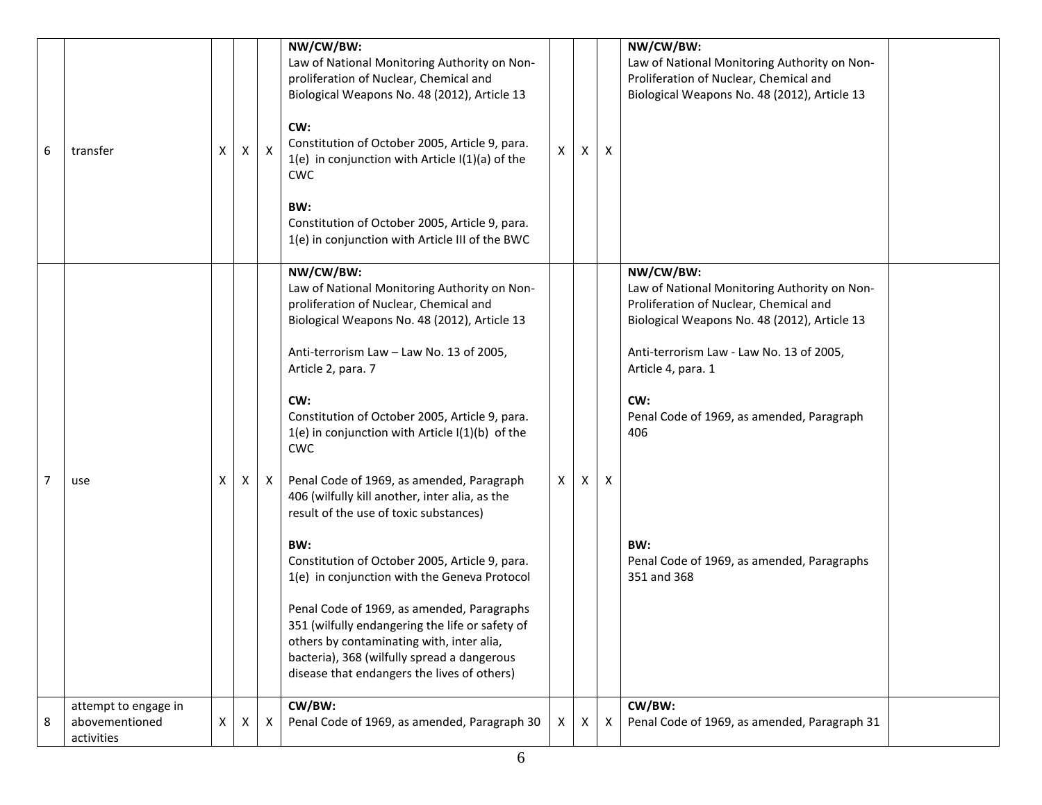| 6 | transfer | X | X | X | **NW/CW/BW:**<br>Law of National Monitoring Authority on Non-proliferation of Nuclear, Chemical and Biological Weapons No. 48 (2012), Article 13<br><br>**CW:**<br>Constitution of October 2005, Article 9, para. 1(e) in conjunction with Article I(1)(a) of the CWC<br><br>**BW:**<br>Constitution of October 2005, Article 9, para. 1(e) in conjunction with Article III of the BWC | X | X | X | **NW/CW/BW:**<br>Law of National Monitoring Authority on Non-Proliferation of Nuclear, Chemical and Biological Weapons No. 48 (2012), Article 13 | |
|---|---|---|---|---|---|---|---|---|---|---|
| 7 | use | X | X | X | **NW/CW/BW:**<br>Law of National Monitoring Authority on Non-proliferation of Nuclear, Chemical and Biological Weapons No. 48 (2012), Article 13<br><br>Anti-terrorism Law – Law No. 13 of 2005, Article 2, para. 7<br><br>**CW:**<br>Constitution of October 2005, Article 9, para. 1(e) in conjunction with Article I(1)(b) of the CWC<br><br>Penal Code of 1969, as amended, Paragraph 406 (wilfully kill another, inter alia, as the result of the use of toxic substances)<br><br>**BW:**<br>Constitution of October 2005, Article 9, para. 1(e) in conjunction with the Geneva Protocol<br><br>Penal Code of 1969, as amended, Paragraphs 351 (wilfully endangering the life or safety of others by contaminating with, inter alia, bacteria), 368 (wilfully spread a dangerous disease that endangers the lives of others) | X | X | X | **NW/CW/BW:**<br>Law of National Monitoring Authority on Non-Proliferation of Nuclear, Chemical and Biological Weapons No. 48 (2012), Article 13<br><br>Anti-terrorism Law - Law No. 13 of 2005, Article 4, para. 1<br><br>**CW:**<br>Penal Code of 1969, as amended, Paragraph 406<br><br>**BW:**<br>Penal Code of 1969, as amended, Paragraphs 351 and 368 | |
| 8 | attempt to engage in abovementioned activities | X | X | X | **CW/BW:**<br>Penal Code of 1969, as amended, Paragraph 30 | X | X | X | **CW/BW:**<br>Penal Code of 1969, as amended, Paragraph 31 | |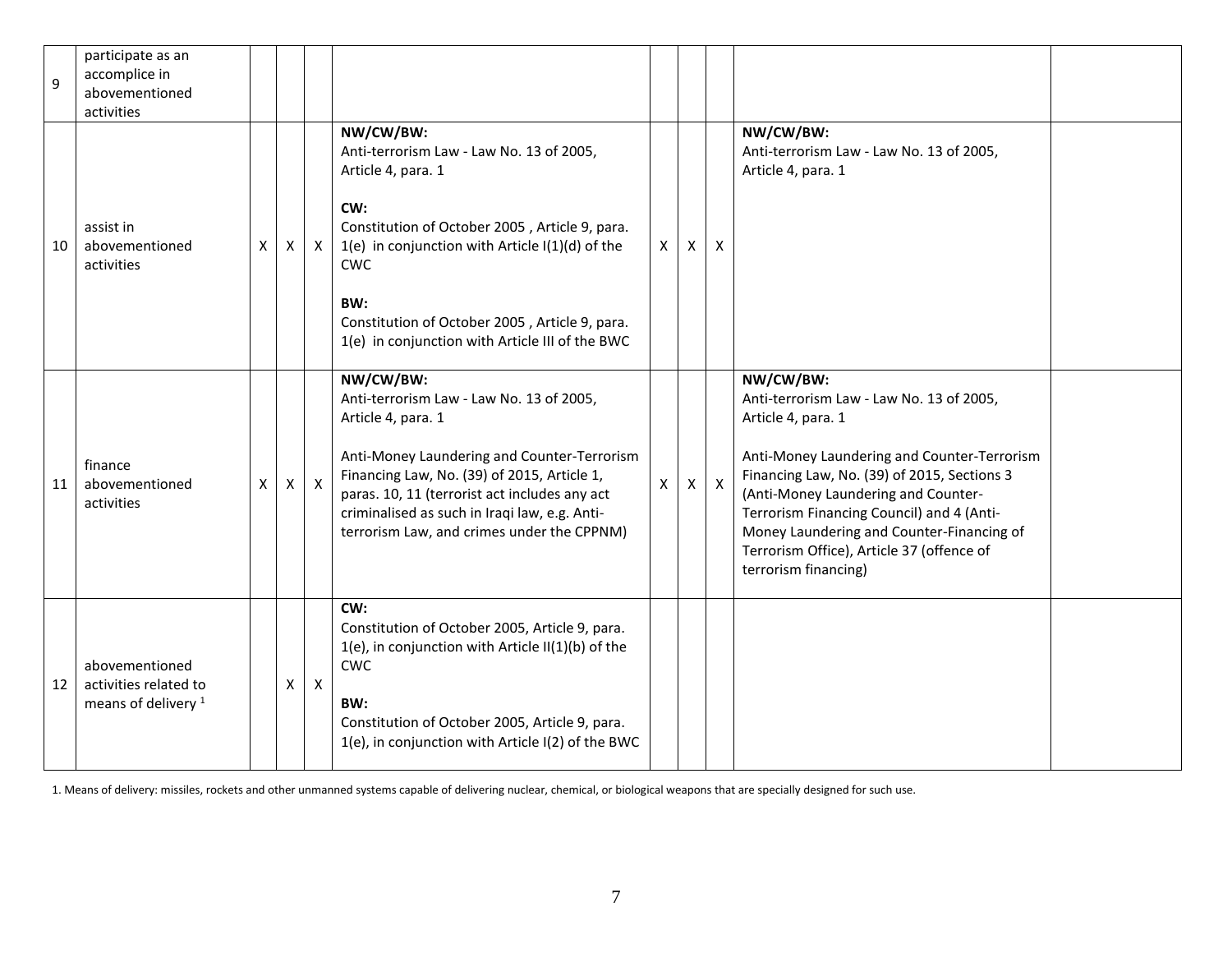| | | | | | | | | | | |
|---|---|---|---|---|---|---|---|---|---|---|
| 9 | participate as an accomplice in abovementioned activities | | | | | | | | | |
| 10 | assist in abovementioned activities | X | X | X | **NW/CW/BW:**<br>Anti-terrorism Law - Law No. 13 of 2005, Article 4, para. 1<br><br>**CW:**<br>Constitution of October 2005 , Article 9, para. 1(e) in conjunction with Article I(1)(d) of the CWC<br><br>**BW:**<br>Constitution of October 2005 , Article 9, para. 1(e) in conjunction with Article III of the BWC | X | X | X | **NW/CW/BW:**<br>Anti-terrorism Law - Law No. 13 of 2005, Article 4, para. 1 | |
| 11 | finance abovementioned activities | X | X | X | **NW/CW/BW:**<br>Anti-terrorism Law - Law No. 13 of 2005, Article 4, para. 1<br><br>Anti-Money Laundering and Counter-Terrorism Financing Law, No. (39) of 2015, Article 1, paras. 10, 11 (terrorist act includes any act criminalised as such in Iraqi law, e.g. Anti-terrorism Law, and crimes under the CPPNM) | X | X | X | **NW/CW/BW:**<br>Anti-terrorism Law - Law No. 13 of 2005, Article 4, para. 1<br><br>Anti-Money Laundering and Counter-Terrorism Financing Law, No. (39) of 2015, Sections 3 (Anti-Money Laundering and Counter-Terrorism Financing Council) and 4 (Anti-Money Laundering and Counter-Financing of Terrorism Office), Article 37 (offence of terrorism financing) | |
| 12 | abovementioned activities related to means of delivery [1] | | X | X | **CW:**<br>Constitution of October 2005, Article 9, para. 1(e), in conjunction with Article II(1)(b) of the CWC<br><br>**BW:**<br>Constitution of October 2005, Article 9, para. 1(e), in conjunction with Article I(2) of the BWC | | | | | |

1. Means of delivery: missiles, rockets and other unmanned systems capable of delivering nuclear, chemical, or biological weapons that are specially designed for such use.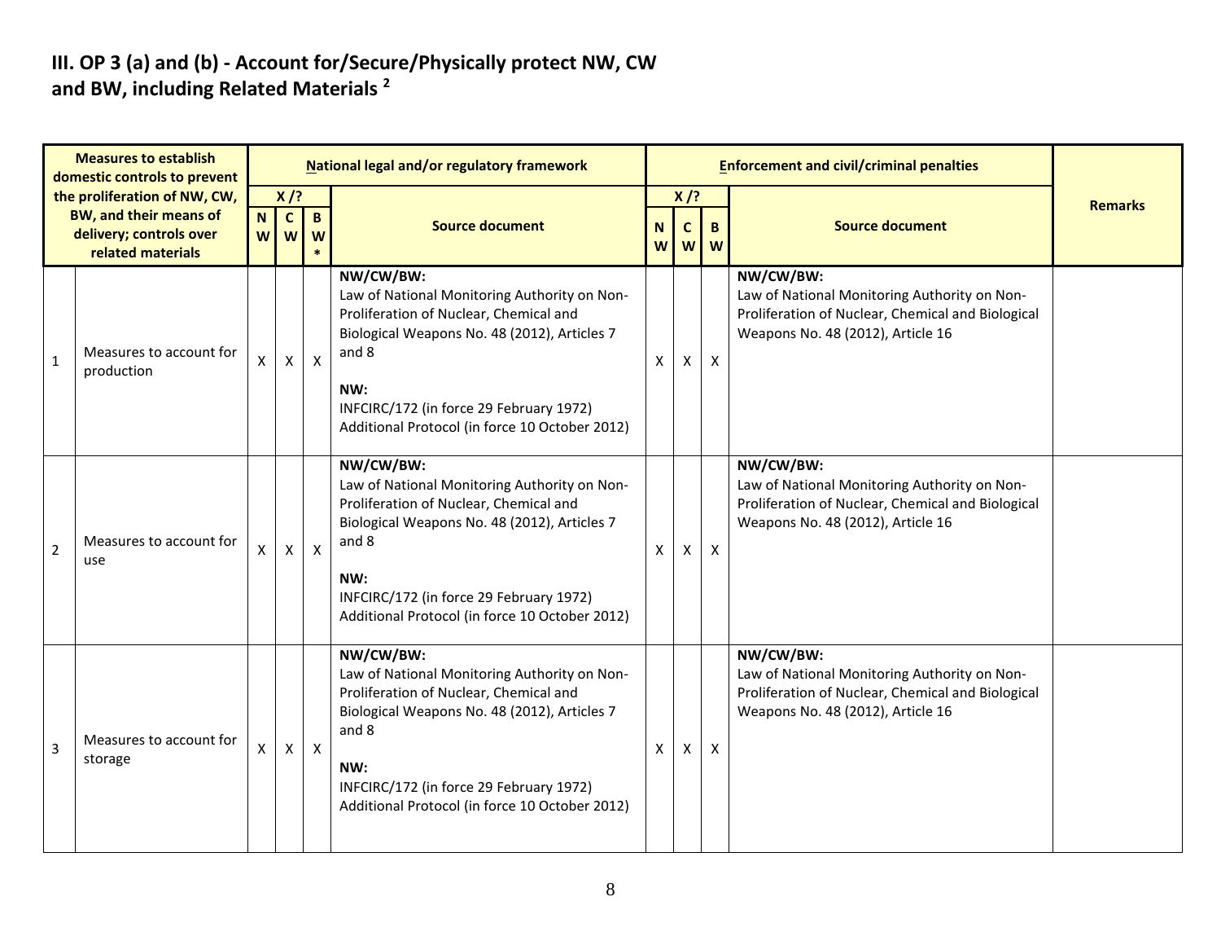## III. OP 3 (a) and (b) - Account for/Secure/Physically protect NW, CW and BW, including Related Materials [2]

| | Measures to establish domestic controls to prevent the proliferation of NW, CW, BW, and their means of delivery; controls over related materials | National legal and/or regulatory framework | | | | Enforcement and civil/criminal penalties | | | | Remarks |
|---|---|---|---|---|---|---|---|---|---|---|
| | | X /? | | | Source document | X /? | | | Source document | |
| | | NW | CW | BW* | | NW | CW | BW | | |
| 1 | Measures to account for production | X | X | X | **NW/CW/BW:** Law of National Monitoring Authority on Non-Proliferation of Nuclear, Chemical and Biological Weapons No. 48 (2012), Articles 7 and 8<br><br>**NW:** INFCIRC/172 (in force 29 February 1972) Additional Protocol (in force 10 October 2012) | X | X | X | **NW/CW/BW:** Law of National Monitoring Authority on Non-Proliferation of Nuclear, Chemical and Biological Weapons No. 48 (2012), Article 16 | |
| 2 | Measures to account for use | X | X | X | **NW/CW/BW:** Law of National Monitoring Authority on Non-Proliferation of Nuclear, Chemical and Biological Weapons No. 48 (2012), Articles 7 and 8<br><br>**NW:** INFCIRC/172 (in force 29 February 1972) Additional Protocol (in force 10 October 2012) | X | X | X | **NW/CW/BW:** Law of National Monitoring Authority on Non-Proliferation of Nuclear, Chemical and Biological Weapons No. 48 (2012), Article 16 | |
| 3 | Measures to account for storage | X | X | X | **NW/CW/BW:** Law of National Monitoring Authority on Non-Proliferation of Nuclear, Chemical and Biological Weapons No. 48 (2012), Articles 7 and 8<br><br>**NW:** INFCIRC/172 (in force 29 February 1972) Additional Protocol (in force 10 October 2012) | X | X | X | **NW/CW/BW:** Law of National Monitoring Authority on Non-Proliferation of Nuclear, Chemical and Biological Weapons No. 48 (2012), Article 16 | |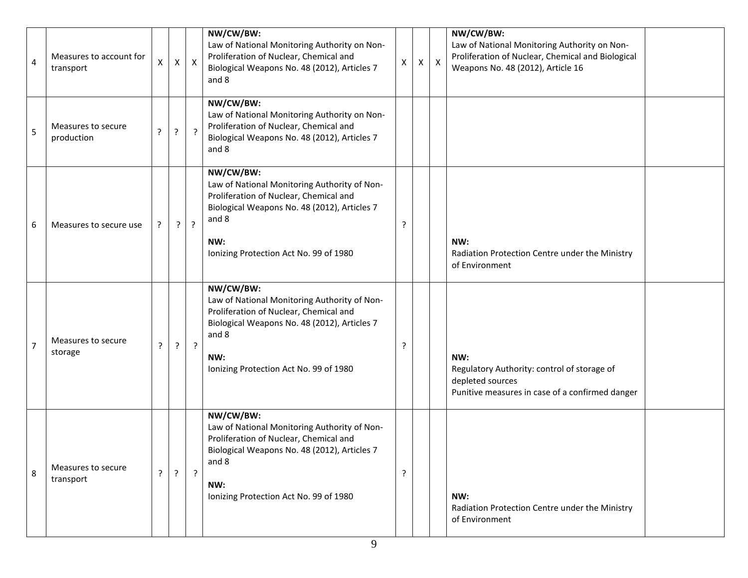| 4 | Measures to account for transport | X | X | X | **NW/CW/BW:** Law of National Monitoring Authority on Non-Proliferation of Nuclear, Chemical and Biological Weapons No. 48 (2012), Articles 7 and 8 | X | X | X | **NW/CW/BW:** Law of National Monitoring Authority on Non-Proliferation of Nuclear, Chemical and Biological Weapons No. 48 (2012), Article 16 | |
|---|---|---|---|---|---|---|---|---|---|---|
| 5 | Measures to secure production | ? | ? | ? | **NW/CW/BW:** Law of National Monitoring Authority on Non-Proliferation of Nuclear, Chemical and Biological Weapons No. 48 (2012), Articles 7 and 8 | | | | | |
| 6 | Measures to secure use | ? | ? | ? | **NW/CW/BW:** Law of National Monitoring Authority of Non-Proliferation of Nuclear, Chemical and Biological Weapons No. 48 (2012), Articles 7 and 8<br><br>**NW:** Ionizing Protection Act No. 99 of 1980 | ? | | | **NW:** Radiation Protection Centre under the Ministry of Environment | |
| 7 | Measures to secure storage | ? | ? | ? | **NW/CW/BW:** Law of National Monitoring Authority of Non-Proliferation of Nuclear, Chemical and Biological Weapons No. 48 (2012), Articles 7 and 8<br><br>**NW:** Ionizing Protection Act No. 99 of 1980 | ? | | | **NW:** Regulatory Authority: control of storage of depleted sources<br>Punitive measures in case of a confirmed danger | |
| 8 | Measures to secure transport | ? | ? | ? | **NW/CW/BW:** Law of National Monitoring Authority of Non-Proliferation of Nuclear, Chemical and Biological Weapons No. 48 (2012), Articles 7 and 8<br><br>**NW:** Ionizing Protection Act No. 99 of 1980 | ? | | | **NW:** Radiation Protection Centre under the Ministry of Environment | |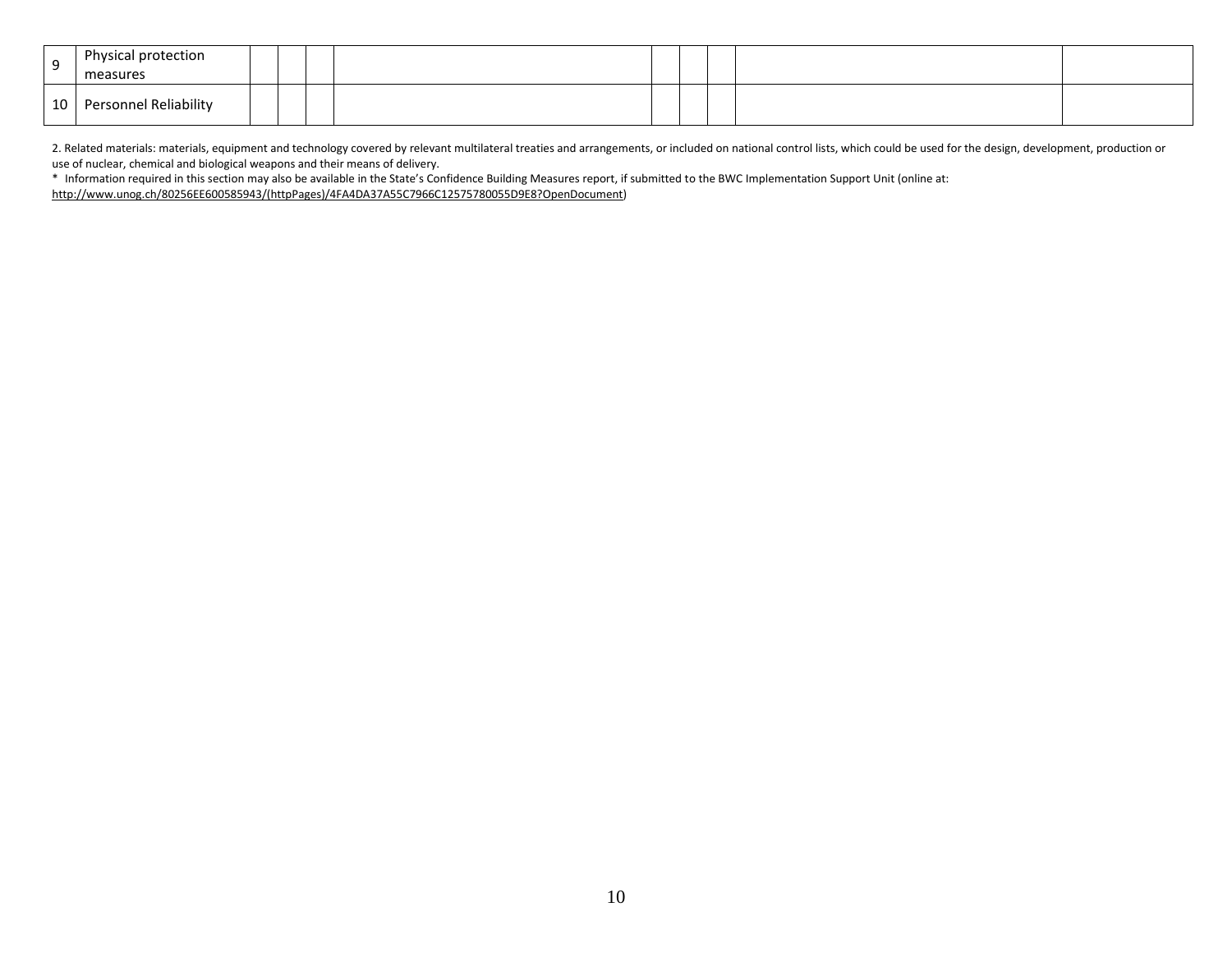| | | | | | | | | | | |
|---|---|---|---|---|---|---|---|---|---|---|
| 9 | Physical protection measures | | | | | | | | | |
| 10 | Personnel Reliability | | | | | | | | | |

2. Related materials: materials, equipment and technology covered by relevant multilateral treaties and arrangements, or included on national control lists, which could be used for the design, development, production or use of nuclear, chemical and biological weapons and their means of delivery.

* Information required in this section may also be available in the State's Confidence Building Measures report, if submitted to the BWC Implementation Support Unit (online at: http://www.unog.ch/80256EE600585943/(httpPages)/4FA4DA37A55C7966C12575780055D9E8?OpenDocument)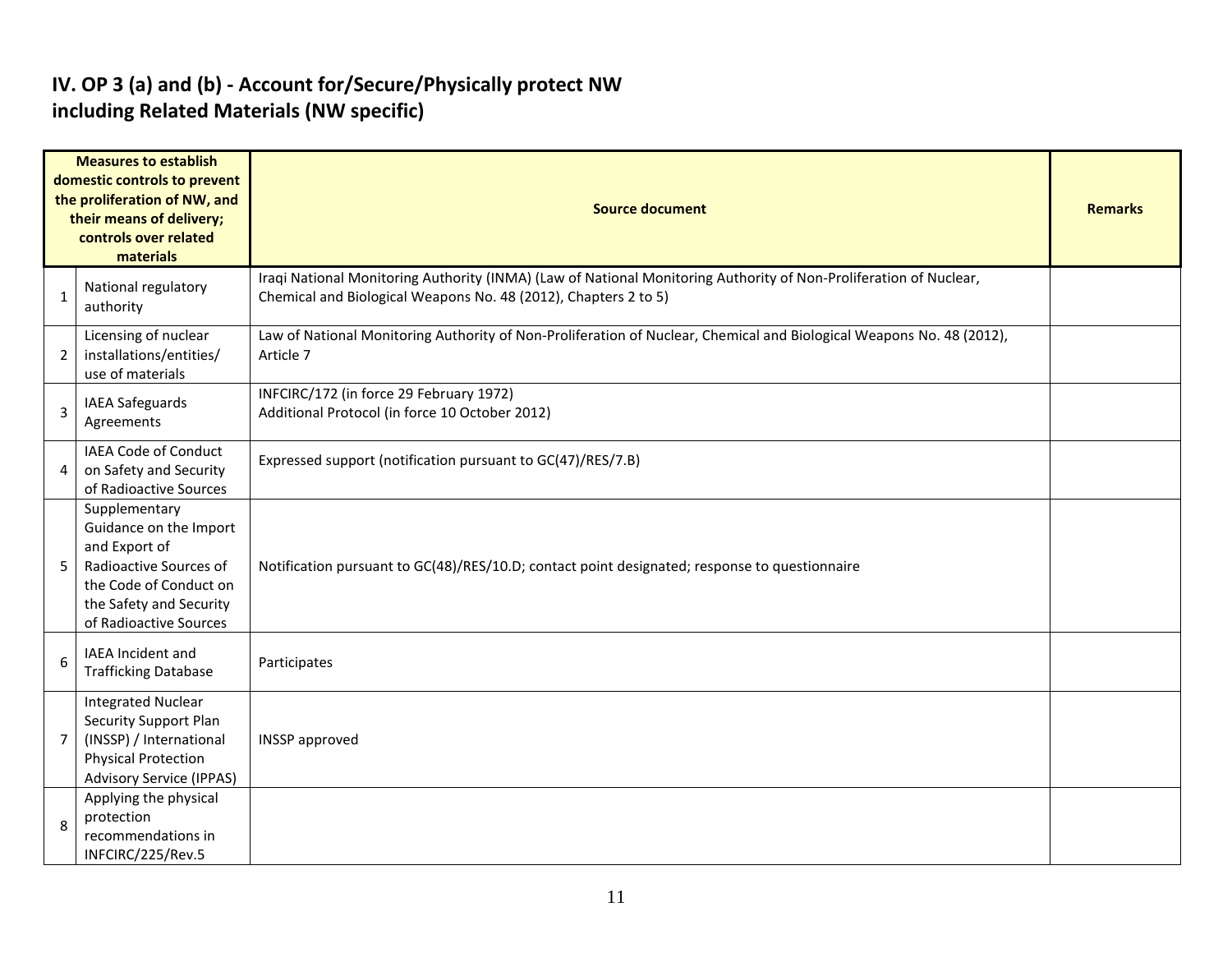## IV. OP 3 (a) and (b) - Account for/Secure/Physically protect NW including Related Materials (NW specific)

| | Measures to establish domestic controls to prevent the proliferation of NW, and their means of delivery; controls over related materials | Source document | Remarks |
|---|---|---|---|
| 1 | National regulatory authority | Iraqi National Monitoring Authority (INMA) (Law of National Monitoring Authority of Non-Proliferation of Nuclear, Chemical and Biological Weapons No. 48 (2012), Chapters 2 to 5) | |
| 2 | Licensing of nuclear installations/entities/ use of materials | Law of National Monitoring Authority of Non-Proliferation of Nuclear, Chemical and Biological Weapons No. 48 (2012), Article 7 | |
| 3 | IAEA Safeguards Agreements | INFCIRC/172 (in force 29 February 1972)<br>Additional Protocol (in force 10 October 2012) | |
| 4 | IAEA Code of Conduct on Safety and Security of Radioactive Sources | Expressed support (notification pursuant to GC(47)/RES/7.B) | |
| 5 | Supplementary Guidance on the Import and Export of Radioactive Sources of the Code of Conduct on the Safety and Security of Radioactive Sources | Notification pursuant to GC(48)/RES/10.D; contact point designated; response to questionnaire | |
| 6 | IAEA Incident and Trafficking Database | Participates | |
| 7 | Integrated Nuclear Security Support Plan (INSSP) / International Physical Protection Advisory Service (IPPAS) | INSSP approved | |
| 8 | Applying the physical protection recommendations in INFCIRC/225/Rev.5 | | |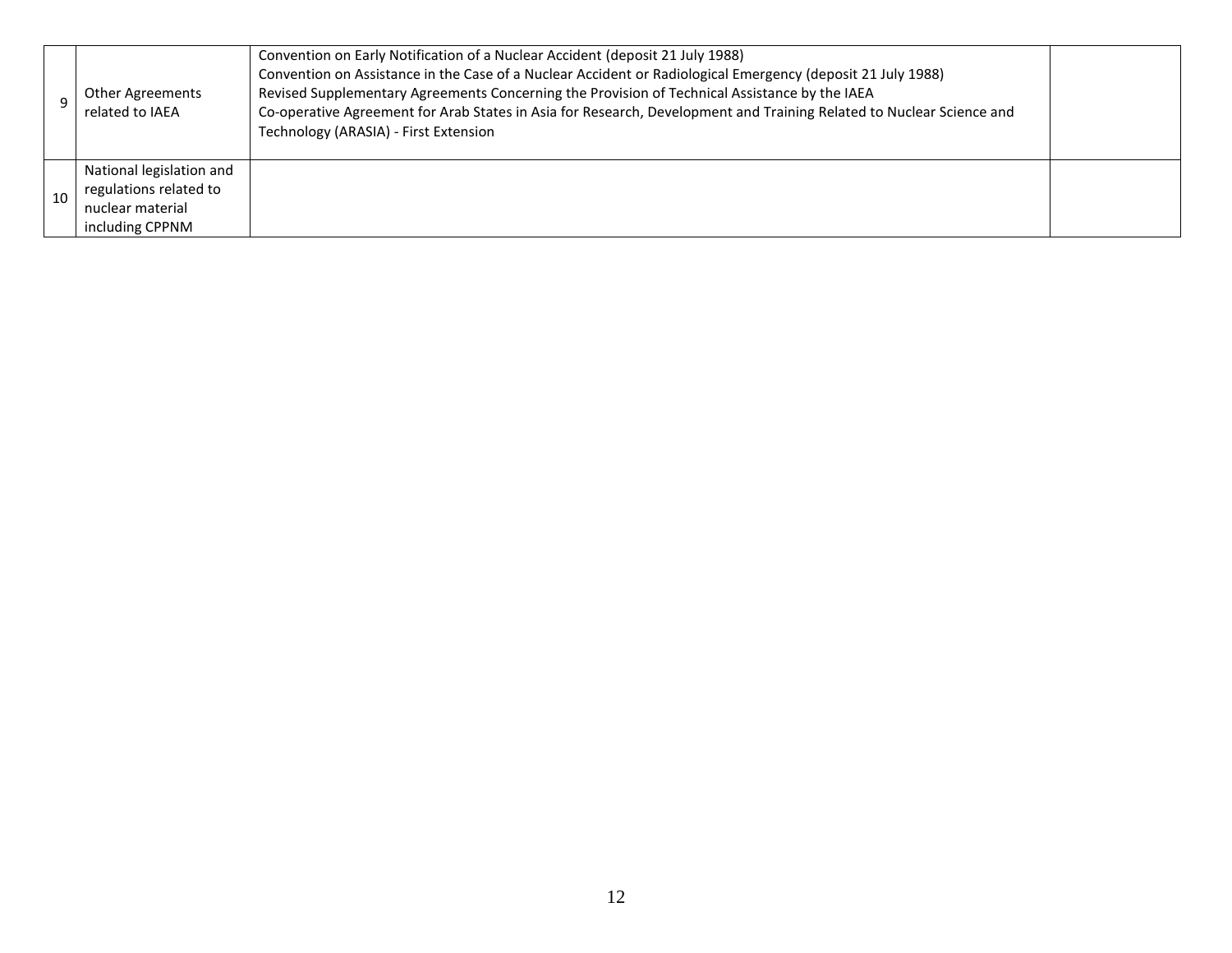| | | | |
|---|---|---|---|
| 9 | Other Agreements related to IAEA | Convention on Early Notification of a Nuclear Accident (deposit 21 July 1988)<br>Convention on Assistance in the Case of a Nuclear Accident or Radiological Emergency (deposit 21 July 1988)<br>Revised Supplementary Agreements Concerning the Provision of Technical Assistance by the IAEA<br>Co-operative Agreement for Arab States in Asia for Research, Development and Training Related to Nuclear Science and Technology (ARASIA) - First Extension | |
| 10 | National legislation and regulations related to nuclear material including CPPNM | | |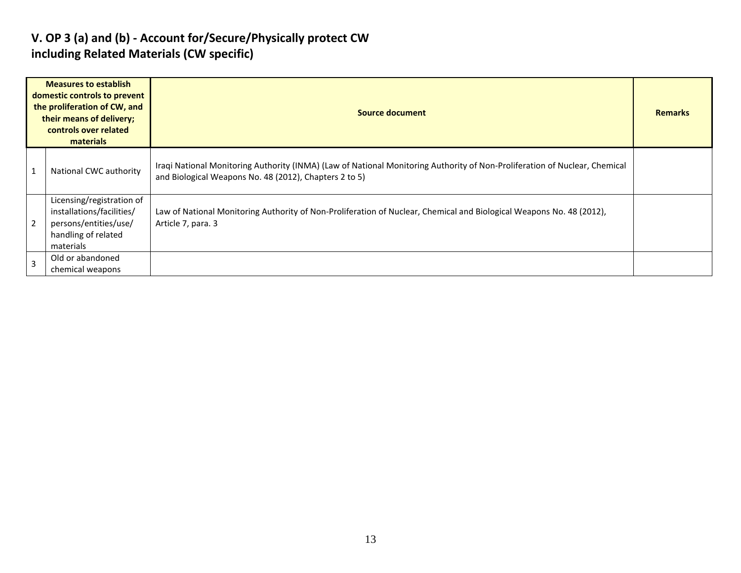## V. OP 3 (a) and (b) - Account for/Secure/Physically protect CW including Related Materials (CW specific)

| Measures to establish domestic controls to prevent the proliferation of CW, and their means of delivery; controls over related materials | | Source document | Remarks |
|---|---|---|---|
| 1 | National CWC authority | Iraqi National Monitoring Authority (INMA) (Law of National Monitoring Authority of Non-Proliferation of Nuclear, Chemical and Biological Weapons No. 48 (2012), Chapters 2 to 5) | |
| 2 | Licensing/registration of installations/facilities/ persons/entities/use/ handling of related materials | Law of National Monitoring Authority of Non-Proliferation of Nuclear, Chemical and Biological Weapons No. 48 (2012), Article 7, para. 3 | |
| 3 | Old or abandoned chemical weapons | | |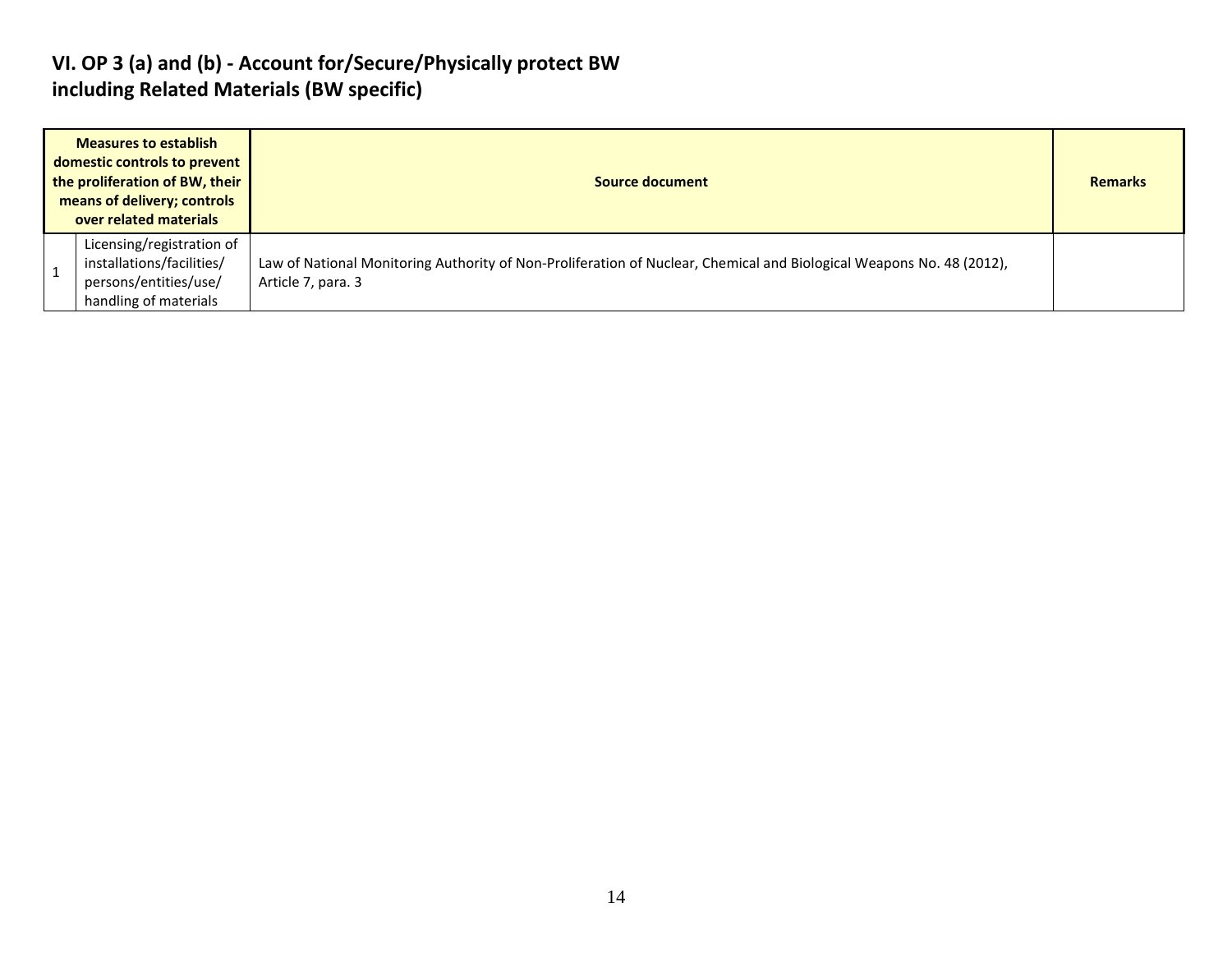## VI. OP 3 (a) and (b) - Account for/Secure/Physically protect BW including Related Materials (BW specific)

| Measures to establish domestic controls to prevent the proliferation of BW, their means of delivery; controls over related materials | | Source document | Remarks |
|---|---|---|---|
| 1 | Licensing/registration of installations/facilities/ persons/entities/use/ handling of materials | Law of National Monitoring Authority of Non-Proliferation of Nuclear, Chemical and Biological Weapons No. 48 (2012), Article 7, para. 3 | |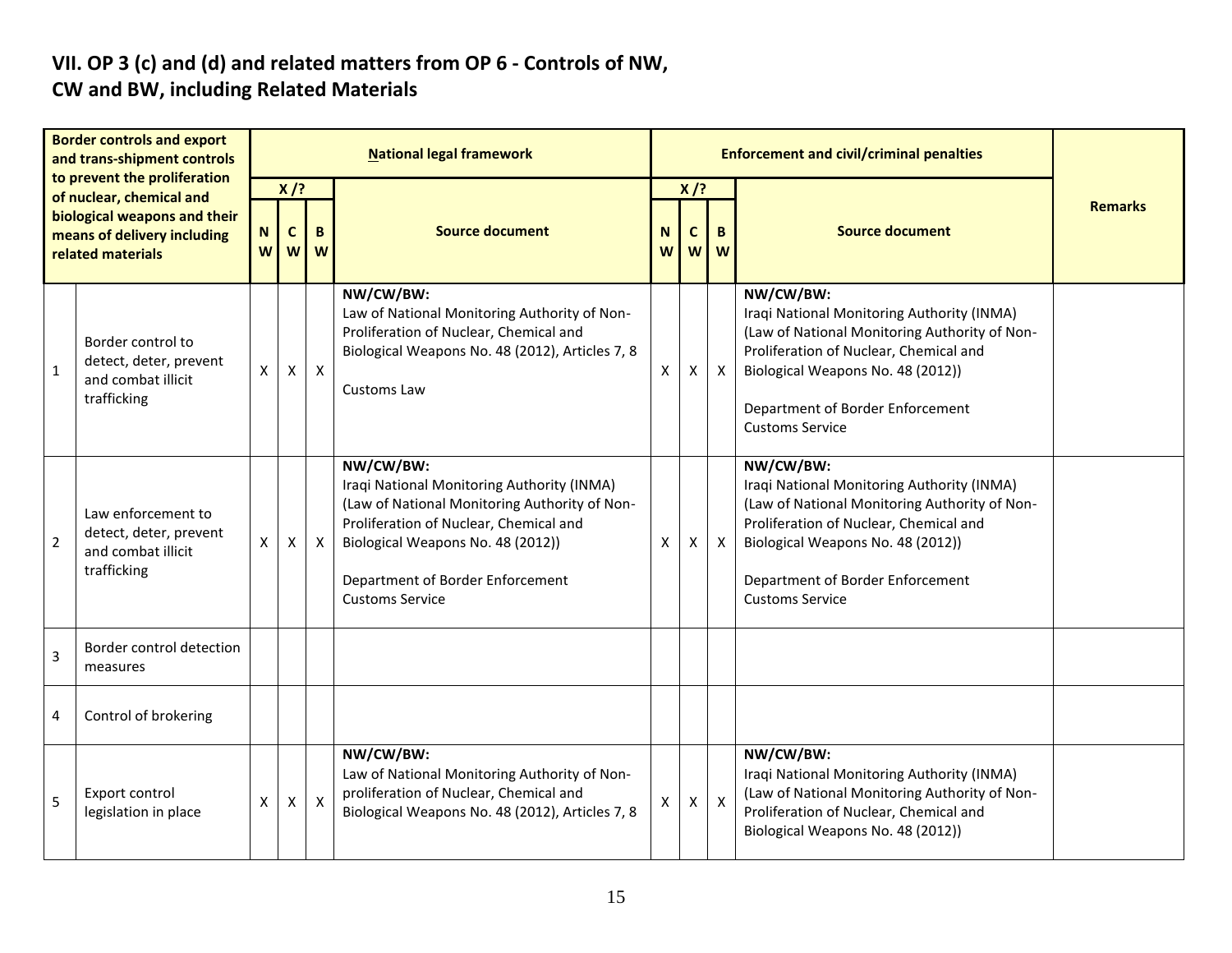## VII. OP 3 (c) and (d) and related matters from OP 6 - Controls of NW, CW and BW, including Related Materials

| Border controls and export and trans-shipment controls to prevent the proliferation of nuclear, chemical and biological weapons and their means of delivery including related materials | | National legal framework | | | | Enforcement and civil/criminal penalties | | | | Remarks |
|---|---|---|---|---|---|---|---|---|---|---|
| | | X /? | | | Source document | X /? | | | Source document | |
| | | NW | CW | BW | | NW | CW | BW | | |
| 1 | Border control to detect, deter, prevent and combat illicit trafficking | X | X | X | **NW/CW/BW:**<br>Law of National Monitoring Authority of Non-Proliferation of Nuclear, Chemical and Biological Weapons No. 48 (2012), Articles 7, 8<br><br>Customs Law | X | X | X | **NW/CW/BW:**<br>Iraqi National Monitoring Authority (INMA) (Law of National Monitoring Authority of Non-Proliferation of Nuclear, Chemical and Biological Weapons No. 48 (2012))<br><br>Department of Border Enforcement<br>Customs Service | |
| 2 | Law enforcement to detect, deter, prevent and combat illicit trafficking | X | X | X | **NW/CW/BW:**<br>Iraqi National Monitoring Authority (INMA) (Law of National Monitoring Authority of Non-Proliferation of Nuclear, Chemical and Biological Weapons No. 48 (2012))<br><br>Department of Border Enforcement<br>Customs Service | X | X | X | **NW/CW/BW:**<br>Iraqi National Monitoring Authority (INMA) (Law of National Monitoring Authority of Non-Proliferation of Nuclear, Chemical and Biological Weapons No. 48 (2012))<br><br>Department of Border Enforcement<br>Customs Service | |
| 3 | Border control detection measures | | | | | | | | | |
| 4 | Control of brokering | | | | | | | | | |
| 5 | Export control legislation in place | X | X | X | **NW/CW/BW:**<br>Law of National Monitoring Authority of Non-proliferation of Nuclear, Chemical and Biological Weapons No. 48 (2012), Articles 7, 8 | X | X | X | **NW/CW/BW:**<br>Iraqi National Monitoring Authority (INMA) (Law of National Monitoring Authority of Non-Proliferation of Nuclear, Chemical and Biological Weapons No. 48 (2012)) | |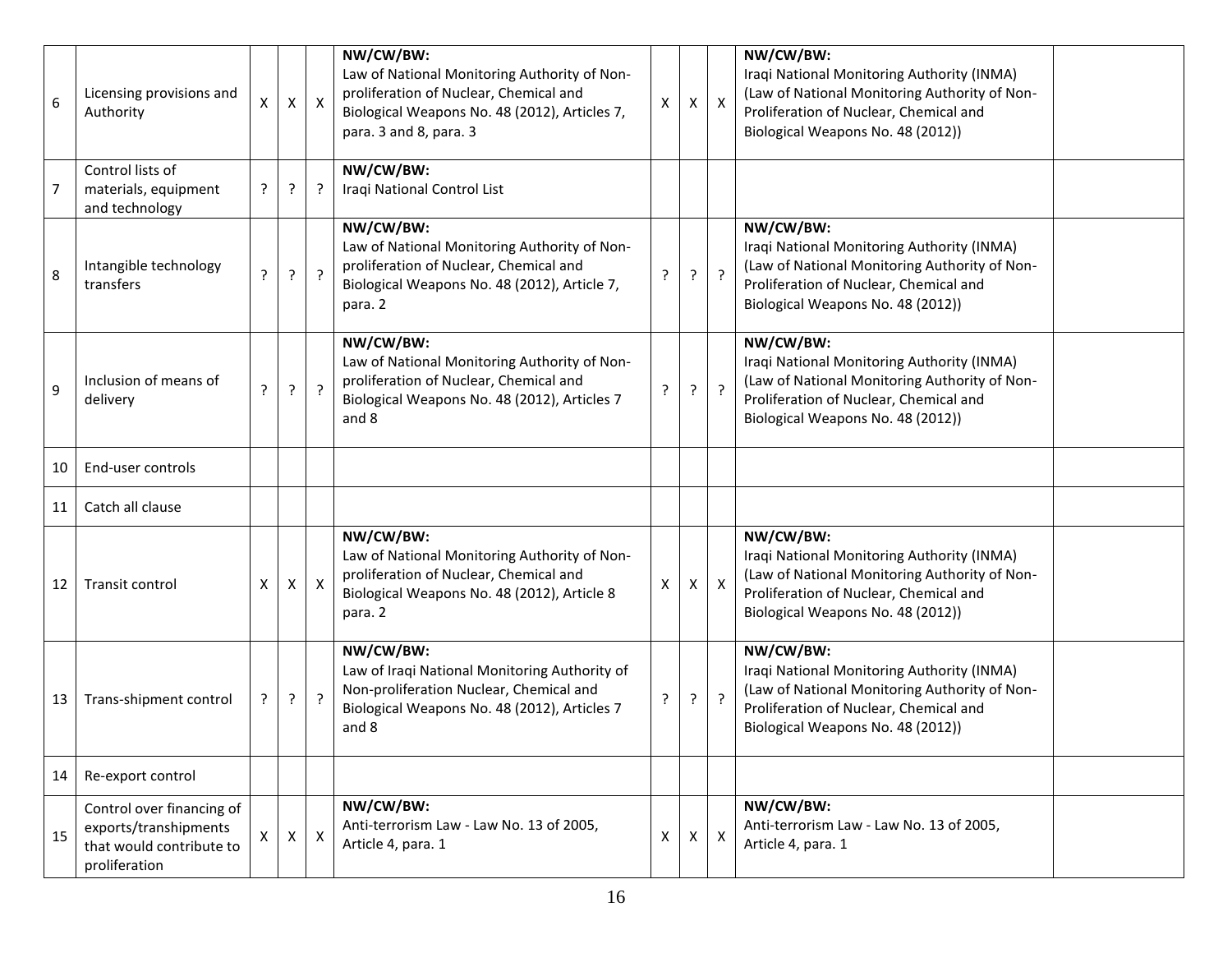| 6 | Licensing provisions and Authority | X | X | X | **NW/CW/BW:** Law of National Monitoring Authority of Non-proliferation of Nuclear, Chemical and Biological Weapons No. 48 (2012), Articles 7, para. 3 and 8, para. 3 | X | X | X | **NW/CW/BW:** Iraqi National Monitoring Authority (INMA) (Law of National Monitoring Authority of Non-Proliferation of Nuclear, Chemical and Biological Weapons No. 48 (2012)) | |
|---|---|---|---|---|---|---|---|---|---|---|
| 7 | Control lists of materials, equipment and technology | ? | ? | ? | **NW/CW/BW:** Iraqi National Control List | | | | | |
| 8 | Intangible technology transfers | ? | ? | ? | **NW/CW/BW:** Law of National Monitoring Authority of Non-proliferation of Nuclear, Chemical and Biological Weapons No. 48 (2012), Article 7, para. 2 | ? | ? | ? | **NW/CW/BW:** Iraqi National Monitoring Authority (INMA) (Law of National Monitoring Authority of Non-Proliferation of Nuclear, Chemical and Biological Weapons No. 48 (2012)) | |
| 9 | Inclusion of means of delivery | ? | ? | ? | **NW/CW/BW:** Law of National Monitoring Authority of Non-proliferation of Nuclear, Chemical and Biological Weapons No. 48 (2012), Articles 7 and 8 | ? | ? | ? | **NW/CW/BW:** Iraqi National Monitoring Authority (INMA) (Law of National Monitoring Authority of Non-Proliferation of Nuclear, Chemical and Biological Weapons No. 48 (2012)) | |
| 10 | End-user controls | | | | | | | | | |
| 11 | Catch all clause | | | | | | | | | |
| 12 | Transit control | X | X | X | **NW/CW/BW:** Law of National Monitoring Authority of Non-proliferation of Nuclear, Chemical and Biological Weapons No. 48 (2012), Article 8 para. 2 | X | X | X | **NW/CW/BW:** Iraqi National Monitoring Authority (INMA) (Law of National Monitoring Authority of Non-Proliferation of Nuclear, Chemical and Biological Weapons No. 48 (2012)) | |
| 13 | Trans-shipment control | ? | ? | ? | **NW/CW/BW:** Law of Iraqi National Monitoring Authority of Non-proliferation Nuclear, Chemical and Biological Weapons No. 48 (2012), Articles 7 and 8 | ? | ? | ? | **NW/CW/BW:** Iraqi National Monitoring Authority (INMA) (Law of National Monitoring Authority of Non-Proliferation of Nuclear, Chemical and Biological Weapons No. 48 (2012)) | |
| 14 | Re-export control | | | | | | | | | |
| 15 | Control over financing of exports/transhipments that would contribute to proliferation | X | X | X | **NW/CW/BW:** Anti-terrorism Law - Law No. 13 of 2005, Article 4, para. 1 | X | X | X | **NW/CW/BW:** Anti-terrorism Law - Law No. 13 of 2005, Article 4, para. 1 | |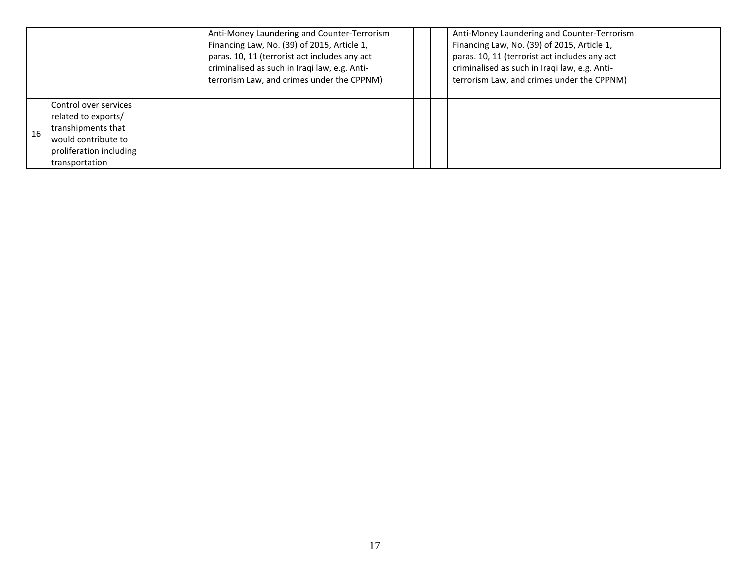| | | | | | | | | | | |
|---|---|---|---|---|---|---|---|---|---|---|
| | | | | | Anti-Money Laundering and Counter-Terrorism Financing Law, No. (39) of 2015, Article 1, paras. 10, 11 (terrorist act includes any act criminalised as such in Iraqi law, e.g. Anti-terrorism Law, and crimes under the CPPNM) | | | | Anti-Money Laundering and Counter-Terrorism Financing Law, No. (39) of 2015, Article 1, paras. 10, 11 (terrorist act includes any act criminalised as such in Iraqi law, e.g. Anti-terrorism Law, and crimes under the CPPNM) | |
| 16 | Control over services related to exports/ transhipments that would contribute to proliferation including transportation | | | | | | | | | |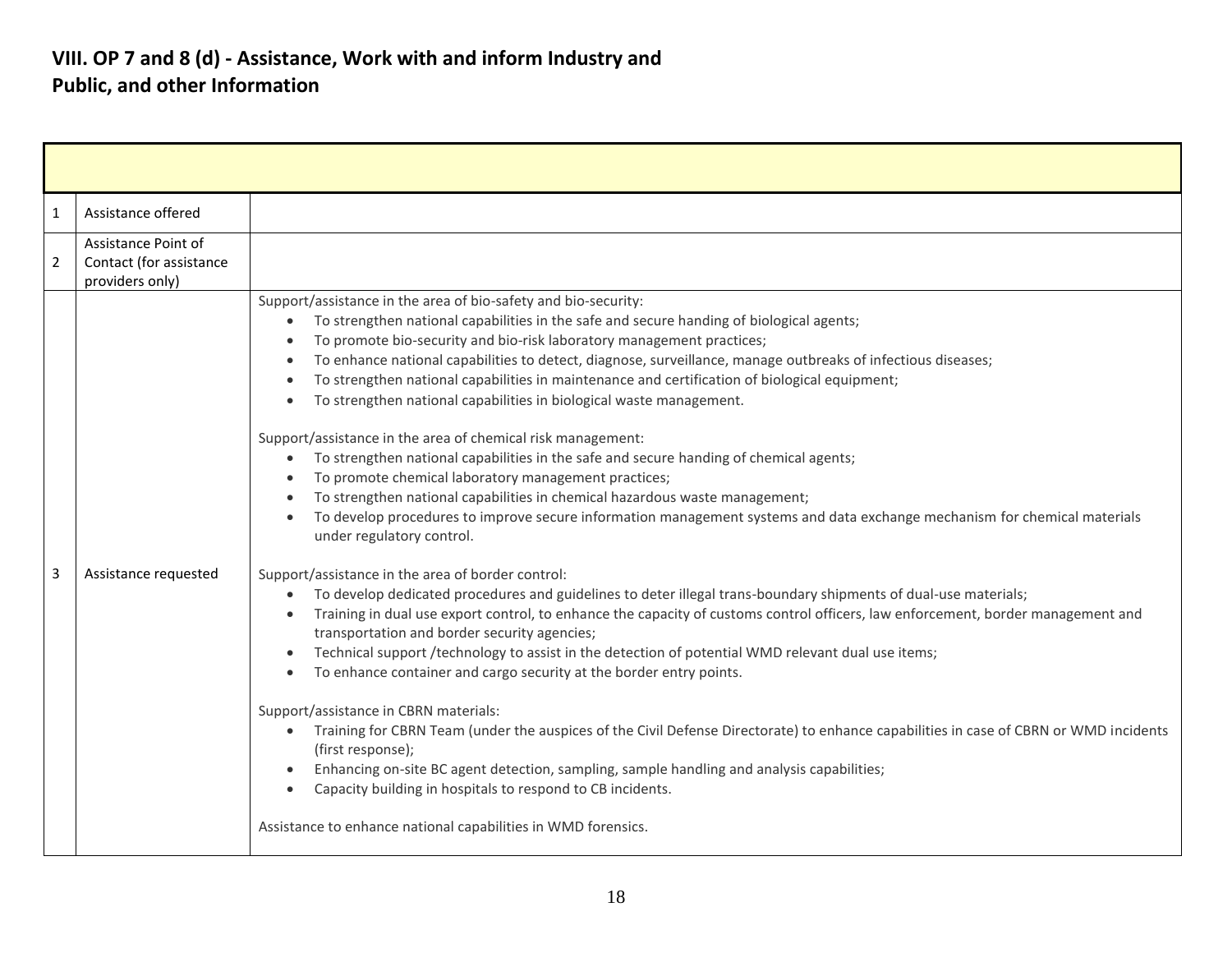## VIII. OP 7 and 8 (d) - Assistance, Work with and inform Industry and Public, and other Information

| | | |
|---|---|---|
| 1 | Assistance offered | |
| 2 | Assistance Point of Contact (for assistance providers only) | |
| 3 | Assistance requested | Support/assistance in the area of bio-safety and bio-security:<br>• To strengthen national capabilities in the safe and secure handing of biological agents;<br>• To promote bio-security and bio-risk laboratory management practices;<br>• To enhance national capabilities to detect, diagnose, surveillance, manage outbreaks of infectious diseases;<br>• To strengthen national capabilities in maintenance and certification of biological equipment;<br>• To strengthen national capabilities in biological waste management.<br><br>Support/assistance in the area of chemical risk management:<br>• To strengthen national capabilities in the safe and secure handing of chemical agents;<br>• To promote chemical laboratory management practices;<br>• To strengthen national capabilities in chemical hazardous waste management;<br>• To develop procedures to improve secure information management systems and data exchange mechanism for chemical materials under regulatory control.<br><br>Support/assistance in the area of border control:<br>• To develop dedicated procedures and guidelines to deter illegal trans-boundary shipments of dual-use materials;<br>• Training in dual use export control, to enhance the capacity of customs control officers, law enforcement, border management and transportation and border security agencies;<br>• Technical support /technology to assist in the detection of potential WMD relevant dual use items;<br>• To enhance container and cargo security at the border entry points.<br><br>Support/assistance in CBRN materials:<br>• Training for CBRN Team (under the auspices of the Civil Defense Directorate) to enhance capabilities in case of CBRN or WMD incidents (first response);<br>• Enhancing on-site BC agent detection, sampling, sample handling and analysis capabilities;<br>• Capacity building in hospitals to respond to CB incidents.<br><br>Assistance to enhance national capabilities in WMD forensics. |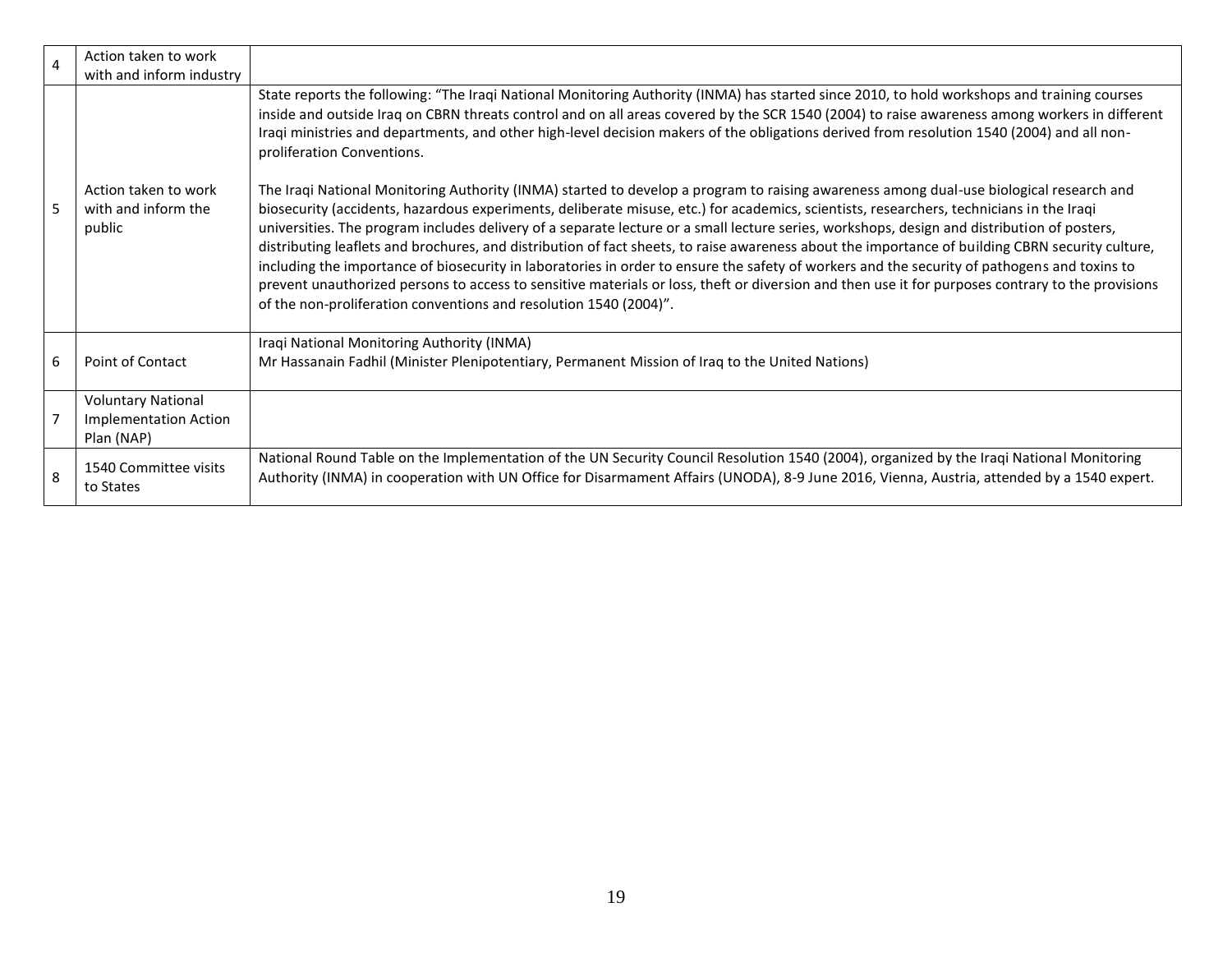| | | |
|---|---|---|
| 4 | Action taken to work with and inform industry | |
| 5 | Action taken to work with and inform the public | State reports the following: "The Iraqi National Monitoring Authority (INMA) has started since 2010, to hold workshops and training courses inside and outside Iraq on CBRN threats control and on all areas covered by the SCR 1540 (2004) to raise awareness among workers in different Iraqi ministries and departments, and other high-level decision makers of the obligations derived from resolution 1540 (2004) and all non-proliferation Conventions.<br><br>The Iraqi National Monitoring Authority (INMA) started to develop a program to raising awareness among dual-use biological research and biosecurity (accidents, hazardous experiments, deliberate misuse, etc.) for academics, scientists, researchers, technicians in the Iraqi universities. The program includes delivery of a separate lecture or a small lecture series, workshops, design and distribution of posters, distributing leaflets and brochures, and distribution of fact sheets, to raise awareness about the importance of building CBRN security culture, including the importance of biosecurity in laboratories in order to ensure the safety of workers and the security of pathogens and toxins to prevent unauthorized persons to access to sensitive materials or loss, theft or diversion and then use it for purposes contrary to the provisions of the non-proliferation conventions and resolution 1540 (2004)". |
| 6 | Point of Contact | Iraqi National Monitoring Authority (INMA)<br>Mr Hassanain Fadhil (Minister Plenipotentiary, Permanent Mission of Iraq to the United Nations) |
| 7 | Voluntary National Implementation Action Plan (NAP) | |
| 8 | 1540 Committee visits to States | National Round Table on the Implementation of the UN Security Council Resolution 1540 (2004), organized by the Iraqi National Monitoring Authority (INMA) in cooperation with UN Office for Disarmament Affairs (UNODA), 8-9 June 2016, Vienna, Austria, attended by a 1540 expert. |